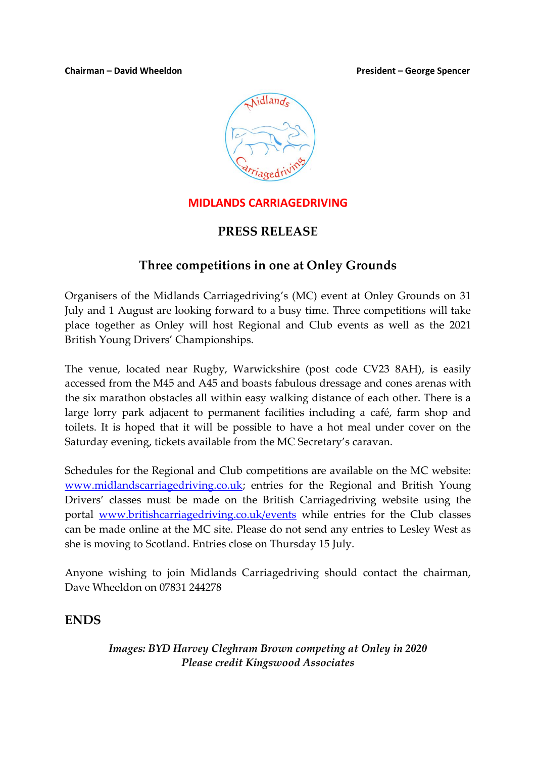**Chairman – David Wheeldon** **President – George Spencer**

**MIDLANDS CARRIAGEDRIVING**

## PRESS RELEASE

## Three competitions in one at Onley Grounds

Organisers of the Midlands Carriagedriving's (MC) event at Onley Grounds on 31 July and 1 August are looking forward to a busy time. Three competitions will take place together as Onley will host Regional and Club events as well as the 2021 British Young Drivers' Championships.

The venue, located near Rugby, Warwickshire (post code CV23 8AH), is easily accessed from the M45 and A45 and boasts fabulous dressage and cones arenas with the six marathon obstacles all within easy walking distance of each other. There is a large lorry park adjacent to permanent facilities including a café, farm shop and toilets. It is hoped that it will be possible to have a hot meal under cover on the Saturday evening, tickets available from the MC Secretary's caravan.

Schedules for the Regional and Club competitions are available on the MC website: [www.midlandscarriagedriving.co.uk](http://www.midlandscarriagedriving.co.uk); entries for the Regional and British Young Drivers' classes must be made on the British Carriagedriving website using the portal [www.britishcarriagedriving.co.uk/events](http://www.britishcarriagedriving.co.uk/events) while entries for the Club classes can be made online at the MC site. Please do not send any entries to Lesley West as she is moving to Scotland. Entries close on Thursday 15 July.

Anyone wishing to join Midlands Carriagedriving should contact the chairman, Dave Wheeldon on 07831 244278

## ENDS

*Images: BYD Harvey Cleghram Brown competing at Onley in 2020*
*Please credit Kingswood Associates*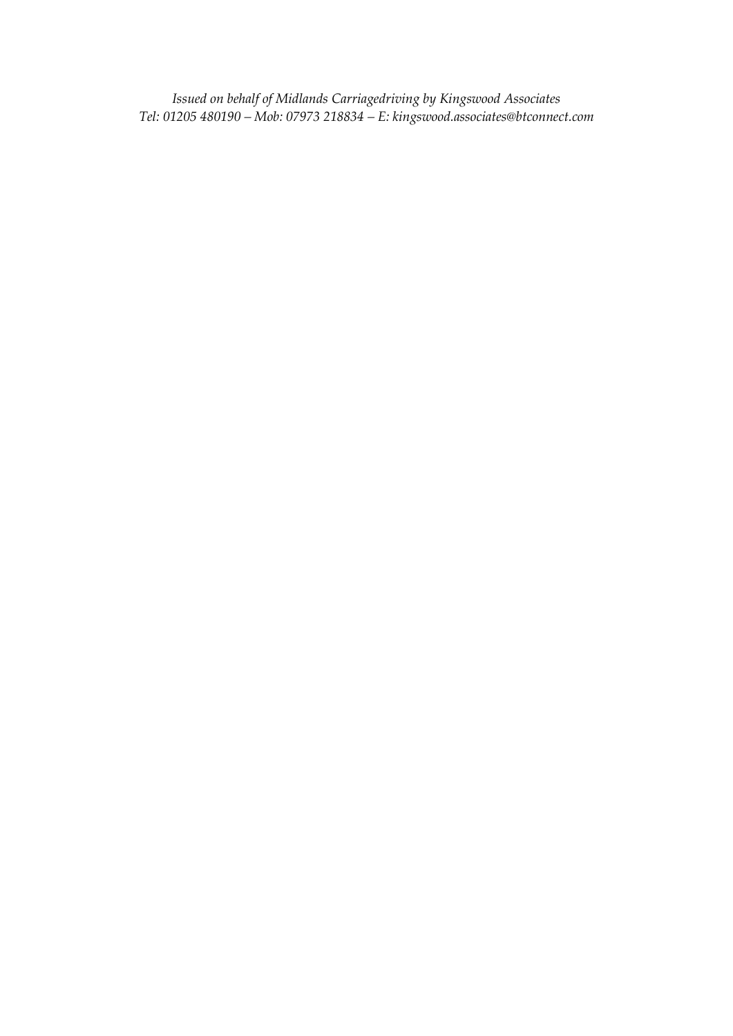*Issued on behalf of Midlands Carriagedriving by Kingswood Associates*
*Tel: 01205 480190 – Mob: 07973 218834 – E: kingswood.associates@btconnect.com*